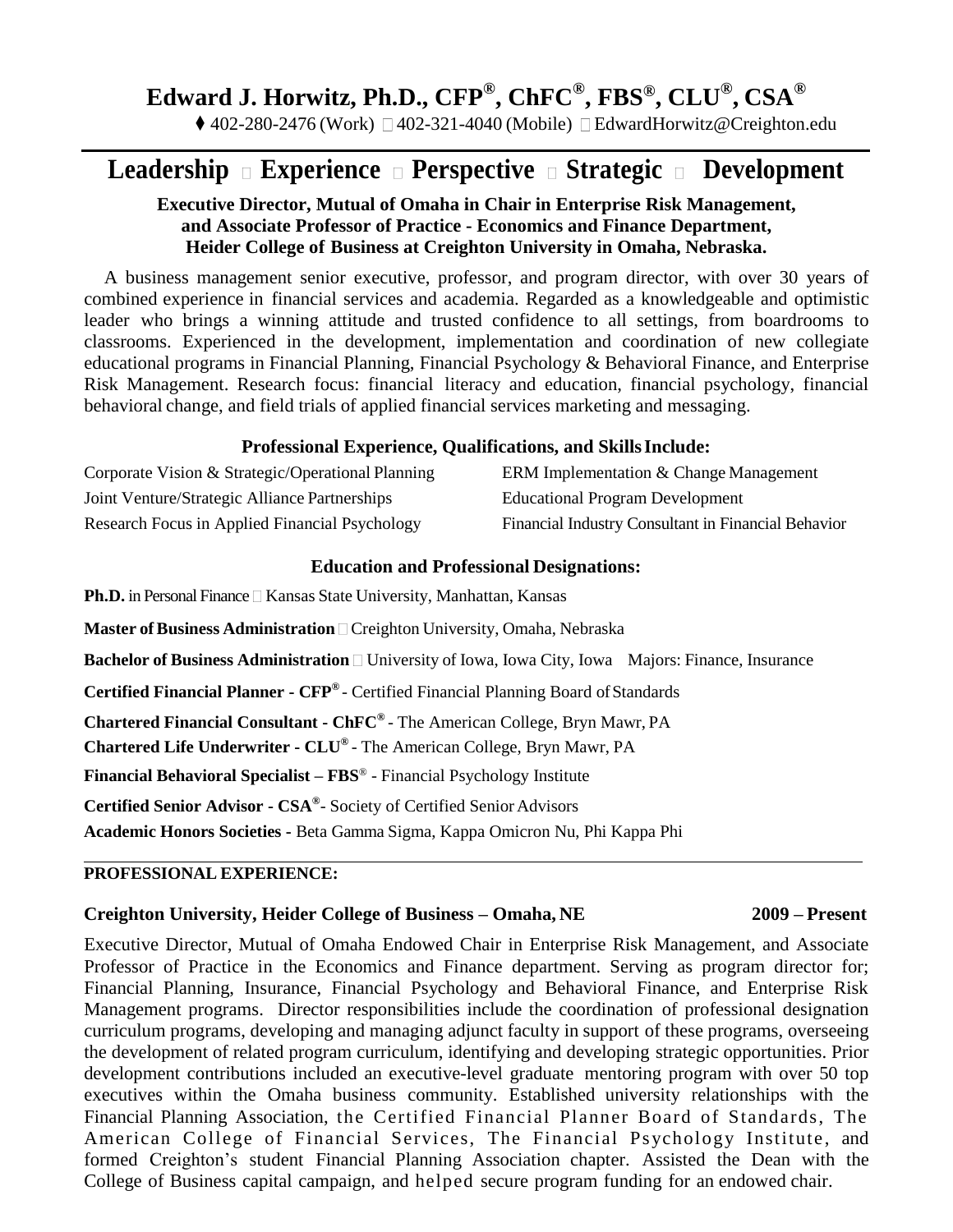# Edward J. Horwitz, Ph.D., CFP®, ChFC®, FBS®, CLU®, CSA®

♦ 402-280-2476 (Work) □ 402-321-4040 (Mobile) □ EdwardHorwitz@Creighton.edu

## Leadership □ Experience □ Perspective □ Strategic □ Development

**Executive Director, Mutual of Omaha in Chair in Enterprise Risk Management, and Associate Professor of Practice - Economics and Finance Department, Heider College of Business at Creighton University in Omaha, Nebraska.**

A business management senior executive, professor, and program director, with over 30 years of combined experience in financial services and academia. Regarded as a knowledgeable and optimistic leader who brings a winning attitude and trusted confidence to all settings, from boardrooms to classrooms. Experienced in the development, implementation and coordination of new collegiate educational programs in Financial Planning, Financial Psychology & Behavioral Finance, and Enterprise Risk Management. Research focus: financial literacy and education, financial psychology, financial behavioral change, and field trials of applied financial services marketing and messaging.

### Professional Experience, Qualifications, and Skills Include:

| | |
|---|---|
| Corporate Vision & Strategic/Operational Planning | ERM Implementation & Change Management |
| Joint Venture/Strategic Alliance Partnerships | Educational Program Development |
| Research Focus in Applied Financial Psychology | Financial Industry Consultant in Financial Behavior |

### Education and Professional Designations:

**Ph.D.** in Personal Finance □ Kansas State University, Manhattan, Kansas

**Master of Business Administration** □ Creighton University, Omaha, Nebraska

**Bachelor of Business Administration** □ University of Iowa, Iowa City, Iowa Majors: Finance, Insurance

**Certified Financial Planner - CFP®** - Certified Financial Planning Board of Standards

**Chartered Financial Consultant - ChFC®** - The American College, Bryn Mawr, PA

**Chartered Life Underwriter - CLU®** - The American College, Bryn Mawr, PA

**Financial Behavioral Specialist – FBS®** - Financial Psychology Institute

**Certified Senior Advisor - CSA®**- Society of Certified Senior Advisors

**Academic Honors Societies** - Beta Gamma Sigma, Kappa Omicron Nu, Phi Kappa Phi

---

### PROFESSIONAL EXPERIENCE:

**Creighton University, Heider College of Business – Omaha, NE** **2009 – Present**

Executive Director, Mutual of Omaha Endowed Chair in Enterprise Risk Management, and Associate Professor of Practice in the Economics and Finance department. Serving as program director for; Financial Planning, Insurance, Financial Psychology and Behavioral Finance, and Enterprise Risk Management programs. Director responsibilities include the coordination of professional designation curriculum programs, developing and managing adjunct faculty in support of these programs, overseeing the development of related program curriculum, identifying and developing strategic opportunities. Prior development contributions included an executive-level graduate mentoring program with over 50 top executives within the Omaha business community. Established university relationships with the Financial Planning Association, the Certified Financial Planner Board of Standards, The American College of Financial Services, The Financial Psychology Institute, and formed Creighton's student Financial Planning Association chapter. Assisted the Dean with the College of Business capital campaign, and helped secure program funding for an endowed chair.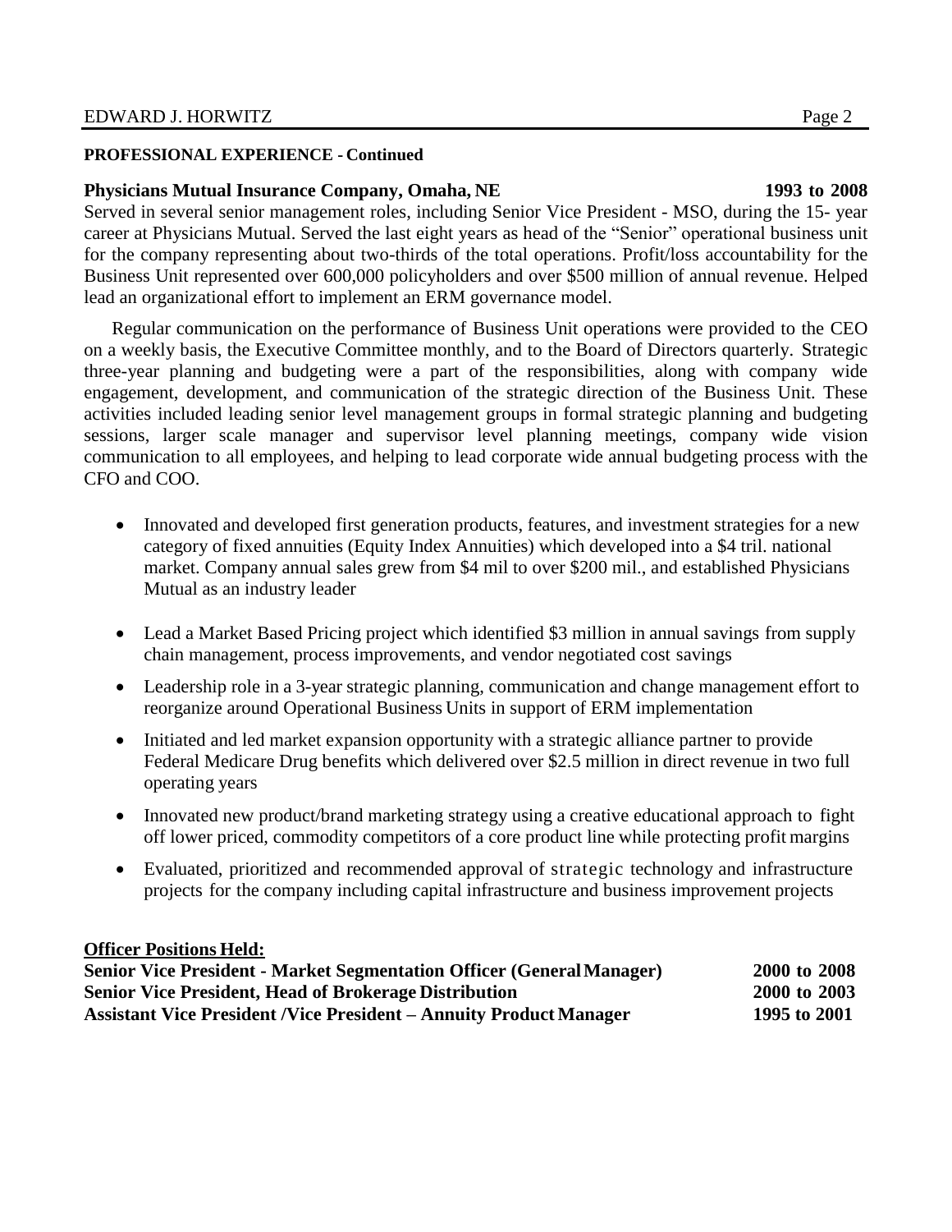**PROFESSIONAL EXPERIENCE - Continued**

**Physicians Mutual Insurance Company, Omaha, NE** **1993 to 2008**

Served in several senior management roles, including Senior Vice President - MSO, during the 15- year career at Physicians Mutual. Served the last eight years as head of the "Senior" operational business unit for the company representing about two-thirds of the total operations. Profit/loss accountability for the Business Unit represented over 600,000 policyholders and over $500 million of annual revenue. Helped lead an organizational effort to implement an ERM governance model.

Regular communication on the performance of Business Unit operations were provided to the CEO on a weekly basis, the Executive Committee monthly, and to the Board of Directors quarterly. Strategic three-year planning and budgeting were a part of the responsibilities, along with company wide engagement, development, and communication of the strategic direction of the Business Unit. These activities included leading senior level management groups in formal strategic planning and budgeting sessions, larger scale manager and supervisor level planning meetings, company wide vision communication to all employees, and helping to lead corporate wide annual budgeting process with the CFO and COO.

- Innovated and developed first generation products, features, and investment strategies for a new category of fixed annuities (Equity Index Annuities) which developed into a $4 tril. national market. Company annual sales grew from $4 mil to over $200 mil., and established Physicians Mutual as an industry leader
- Lead a Market Based Pricing project which identified $3 million in annual savings from supply chain management, process improvements, and vendor negotiated cost savings
- Leadership role in a 3-year strategic planning, communication and change management effort to reorganize around Operational Business Units in support of ERM implementation
- Initiated and led market expansion opportunity with a strategic alliance partner to provide Federal Medicare Drug benefits which delivered over $2.5 million in direct revenue in two full operating years
- Innovated new product/brand marketing strategy using a creative educational approach to fight off lower priced, commodity competitors of a core product line while protecting profit margins
- Evaluated, prioritized and recommended approval of strategic technology and infrastructure projects for the company including capital infrastructure and business improvement projects

**Officer Positions Held:**

**Senior Vice President - Market Segmentation Officer (General Manager)** **2000 to 2008**
**Senior Vice President, Head of Brokerage Distribution** **2000 to 2003**
**Assistant Vice President /Vice President – Annuity Product Manager** **1995 to 2001**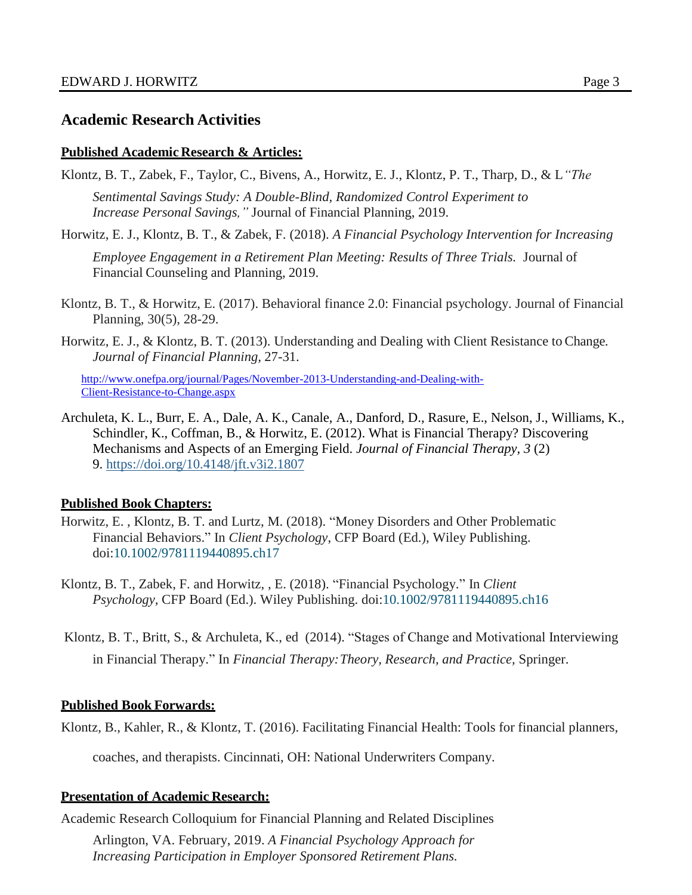## Academic Research Activities

**Published Academic Research & Articles:**

Klontz, B. T., Zabek, F., Taylor, C., Bivens, A., Horwitz, E. J., Klontz, P. T., Tharp, D., & L *"The Sentimental Savings Study: A Double-Blind, Randomized Control Experiment to Increase Personal Savings,"* Journal of Financial Planning, 2019.

Horwitz, E. J., Klontz, B. T., & Zabek, F. (2018). *A Financial Psychology Intervention for Increasing Employee Engagement in a Retirement Plan Meeting: Results of Three Trials.* Journal of Financial Counseling and Planning, 2019.

Klontz, B. T., & Horwitz, E. (2017). Behavioral finance 2.0: Financial psychology. Journal of Financial Planning, 30(5), 28-29.

Horwitz, E. J., & Klontz, B. T. (2013). Understanding and Dealing with Client Resistance to Change. *Journal of Financial Planning*, 27-31.

http://www.onefpa.org/journal/Pages/November-2013-Understanding-and-Dealing-with-Client-Resistance-to-Change.aspx

Archuleta, K. L., Burr, E. A., Dale, A. K., Canale, A., Danford, D., Rasure, E., Nelson, J., Williams, K., Schindler, K., Coffman, B., & Horwitz, E. (2012). What is Financial Therapy? Discovering Mechanisms and Aspects of an Emerging Field. *Journal of Financial Therapy, 3* (2) 9. https://doi.org/10.4148/jft.v3i2.1807

**Published Book Chapters:**

Horwitz, E. , Klontz, B. T. and Lurtz, M. (2018). "Money Disorders and Other Problematic Financial Behaviors." In *Client Psychology*, CFP Board (Ed.), Wiley Publishing. doi:10.1002/9781119440895.ch17

Klontz, B. T., Zabek, F. and Horwitz, , E. (2018). "Financial Psychology." In *Client Psychology*, CFP Board (Ed.). Wiley Publishing. doi:10.1002/9781119440895.ch16

Klontz, B. T., Britt, S., & Archuleta, K., ed (2014). "Stages of Change and Motivational Interviewing in Financial Therapy." In *Financial Therapy: Theory, Research, and Practice,* Springer.

**Published Book Forwards:**

Klontz, B., Kahler, R., & Klontz, T. (2016). Facilitating Financial Health: Tools for financial planners, coaches, and therapists. Cincinnati, OH: National Underwriters Company.

**Presentation of Academic Research:**

Academic Research Colloquium for Financial Planning and Related Disciplines

Arlington, VA. February, 2019. *A Financial Psychology Approach for Increasing Participation in Employer Sponsored Retirement Plans.*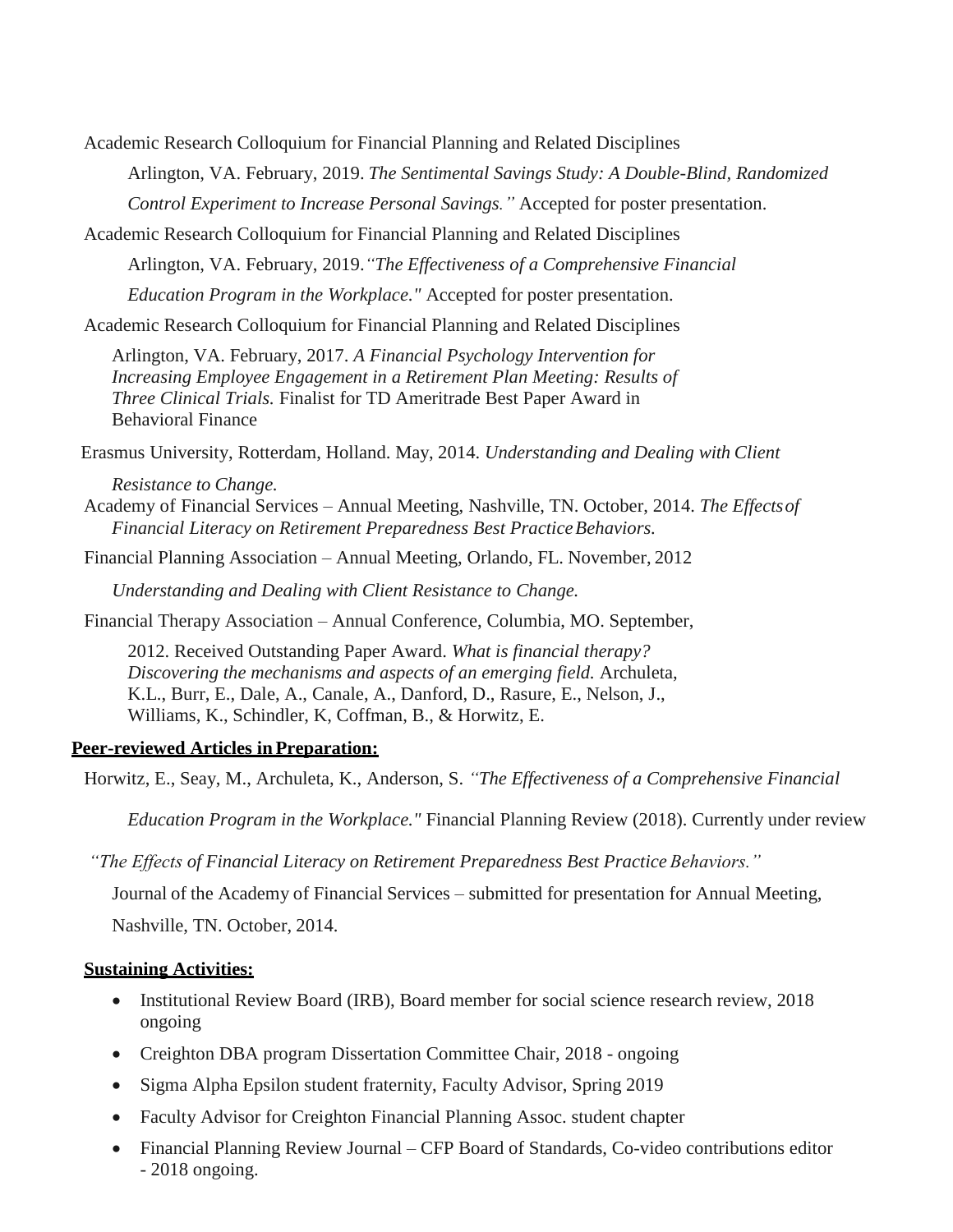Academic Research Colloquium for Financial Planning and Related Disciplines

Arlington, VA. February, 2019. *The Sentimental Savings Study: A Double-Blind, Randomized Control Experiment to Increase Personal Savings."* Accepted for poster presentation.

Academic Research Colloquium for Financial Planning and Related Disciplines

Arlington, VA. February, 2019. *"The Effectiveness of a Comprehensive Financial Education Program in the Workplace."* Accepted for poster presentation.

Academic Research Colloquium for Financial Planning and Related Disciplines

Arlington, VA. February, 2017. *A Financial Psychology Intervention for Increasing Employee Engagement in a Retirement Plan Meeting: Results of Three Clinical Trials.* Finalist for TD Ameritrade Best Paper Award in Behavioral Finance

Erasmus University, Rotterdam, Holland. May, 2014. *Understanding and Dealing with Client Resistance to Change.*

Academy of Financial Services – Annual Meeting, Nashville, TN. October, 2014. *The Effects of Financial Literacy on Retirement Preparedness Best Practice Behaviors.*

Financial Planning Association – Annual Meeting, Orlando, FL. November, 2012

*Understanding and Dealing with Client Resistance to Change.*

Financial Therapy Association – Annual Conference, Columbia, MO. September,

2012. Received Outstanding Paper Award. *What is financial therapy? Discovering the mechanisms and aspects of an emerging field.* Archuleta, K.L., Burr, E., Dale, A., Canale, A., Danford, D., Rasure, E., Nelson, J., Williams, K., Schindler, K, Coffman, B., & Horwitz, E.

**Peer-reviewed Articles in Preparation:**

Horwitz, E., Seay, M., Archuleta, K., Anderson, S. *"The Effectiveness of a Comprehensive Financial Education Program in the Workplace."* Financial Planning Review (2018). Currently under review

*"The Effects of Financial Literacy on Retirement Preparedness Best Practice Behaviors."*

Journal of the Academy of Financial Services – submitted for presentation for Annual Meeting, Nashville, TN. October, 2014.

**Sustaining Activities:**

- Institutional Review Board (IRB), Board member for social science research review, 2018 ongoing
- Creighton DBA program Dissertation Committee Chair, 2018 - ongoing
- Sigma Alpha Epsilon student fraternity, Faculty Advisor, Spring 2019
- Faculty Advisor for Creighton Financial Planning Assoc. student chapter
- Financial Planning Review Journal – CFP Board of Standards, Co-video contributions editor - 2018 ongoing.